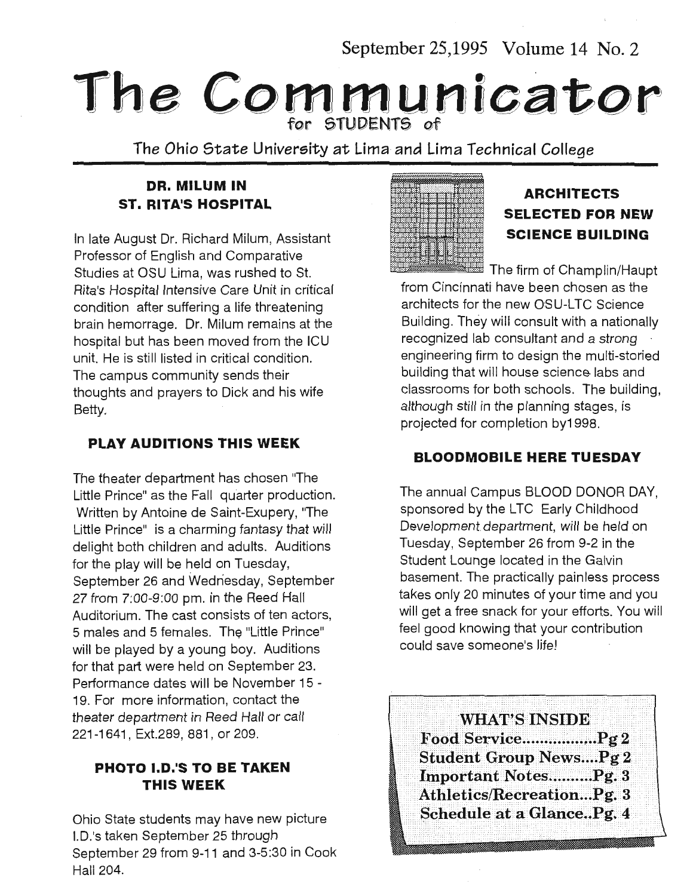September 25,1995 Volume 14 No. 2

# The Communicator

for STUDENTS of

The Ohio State University at Lima and Lima Technical College

## DR. MILUM IN ST. RITA'S HOSPITAL

In late August Dr. Richard Milum, Assistant Professor of English and Comparative Studies at OSU Lima, was rushed to St. Rita's Hospital Intensive Care Unit in critical condition after suffering a life threatening brain hemorrage. Dr. Milum remains at the hospital but has been moved from the ICU unit. He is still listed in critical condition. The campus community sends their thoughts and prayers to Dick and his wife Betty.

## PLAY AUDITIONS THIS WEEK

The theater department has chosen "The Little Prince" as the Fall quarter production. Written by Antoine de Saint-Exupery, "The Little Prince" is a charming fantasy that will delight both children and adults. Auditions for the play will be held on Tuesday, September 26 and Wednesday, September 27 from 7:00-9:00 pm. in the Reed Hall Auditorium. The cast consists of ten actors, 5 males and 5 females. The "Little Prince" will be played by a young boy. Auditions for that part were held on September 23. Performance dates will be November 15 - 19. For more information, contact the theater department in Reed Hall or call 221-1641, Ext.289, 881, or 209.

## PHOTO I.D.'S TO BE TAKEN THIS WEEK

Ohio State students may have new picture I.D.'s taken September 25 through September 29 from 9-11 and 3-5:30 in Cook Hall 204.

## ARCHITECTS SELECTED FOR NEW SCIENCE BUILDING

The firm of Champlin/Haupt from Cincinnati have been chosen as the architects for the new OSU-LTC Science Building. They will consult with a nationally recognized lab consultant and a strong engineering firm to design the multi-storied building that will house science labs and classrooms for both schools. The building, although still in the planning stages, is projected for completion by1998.

## BLOODMOBILE HERE TUESDAY

The annual Campus BLOOD DONOR DAY, sponsored by the LTC Early Childhood Development department, will be held on Tuesday, September 26 from 9-2 in the Student Lounge located in the Galvin basement. The practically painless process takes only 20 minutes of your time and you will get a free snack for your efforts. You will feel good knowing that your contribution could save someone's life!

**WHAT'S INSIDE**

- Food Service.................Pg 2
- Student Group News....Pg 2
- Important Notes..........Pg. 3
- Athletics/Recreation...Pg. 3
- Schedule at a Glance..Pg. 4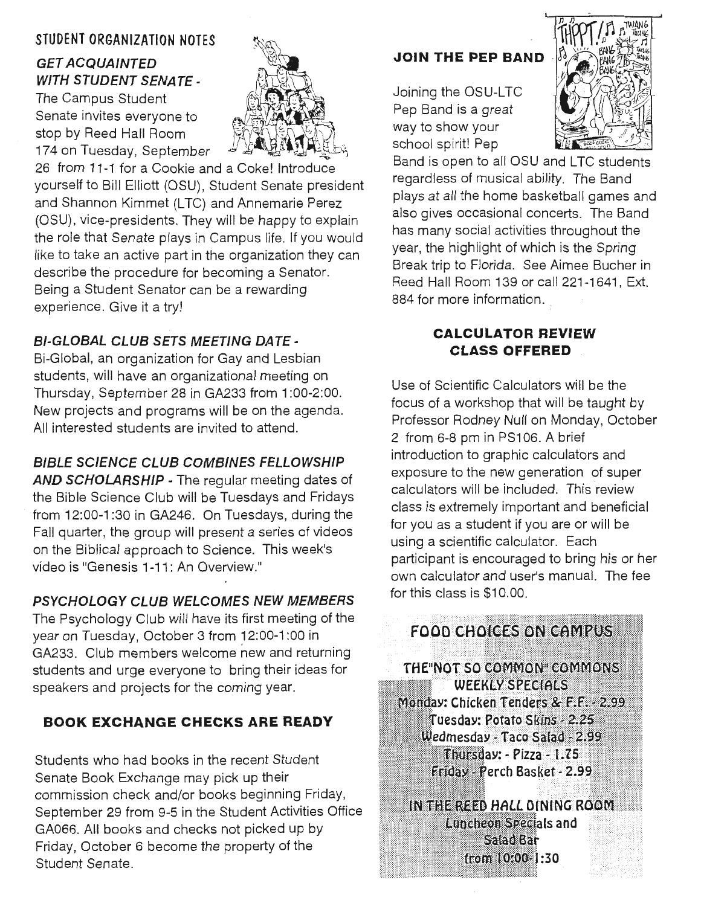## STUDENT ORGANIZATION NOTES

### *GET ACQUAINTED WITH STUDENT SENATE -*

The Campus Student Senate invites everyone to stop by Reed Hall Room 174 on Tuesday, September 26 from 11-1 for a Cookie and a Coke! Introduce yourself to Bill Elliott (OSU), Student Senate president and Shannon Kimmet (LTC) and Annemarie Perez (OSU), vice-presidents. They will be happy to explain the role that Senate plays in Campus life. If you would like to take an active part in the organization they can describe the procedure for becoming a Senator. Being a Student Senator can be a rewarding experience. Give it a try!

### *BI-GLOBAL CLUB SETS MEETING DATE -*

Bi-Global, an organization for Gay and Lesbian students, will have an organizational meeting on Thursday, September 28 in GA233 from 1:00-2:00. New projects and programs will be on the agenda. All interested students are invited to attend.

***BIBLE SCIENCE CLUB COMBINES FELLOWSHIP AND SCHOLARSHIP -*** The regular meeting dates of the Bible Science Club will be Tuesdays and Fridays from 12:00-1:30 in GA246. On Tuesdays, during the Fall quarter, the group will present a series of videos on the Biblical approach to Science. This week's video is "Genesis 1-11: An Overview."

### *PSYCHOLOGY CLUB WELCOMES NEW MEMBERS*

The Psychology Club will have its first meeting of the year on Tuesday, October 3 from 12:00-1:00 in GA233. Club members welcome new and returning students and urge everyone to bring their ideas for speakers and projects for the coming year.

### BOOK EXCHANGE CHECKS ARE READY

Students who had books in the recent Student Senate Book Exchange may pick up their commission check and/or books beginning Friday, September 29 from 9-5 in the Student Activities Office GA066. All books and checks not picked up by Friday, October 6 become the property of the Student Senate.

### JOIN THE PEP BAND

Joining the OSU-LTC Pep Band is a great way to show your school spirit! Pep Band is open to all OSU and LTC students regardless of musical ability. The Band plays at all the home basketball games and also gives occasional concerts. The Band has many social activities throughout the year, the highlight of which is the Spring Break trip to Florida. See Aimee Bucher in Reed Hall Room 139 or call 221-1641, Ext. 884 for more information.

### CALCULATOR REVIEW CLASS OFFERED

Use of Scientific Calculators will be the focus of a workshop that will be taught by Professor Rodney Null on Monday, October 2 from 6-8 pm in PS106. A brief introduction to graphic calculators and exposure to the new generation of super calculators will be included. This review class is extremely important and beneficial for you as a student if you are or will be using a scientific calculator. Each participant is encouraged to bring his or her own calculator and user's manual. The fee for this class is $10.00.

### FOOD CHOICES ON CAMPUS

**THE "NOT SO COMMON" COMMONS WEEKLY SPECIALS**

Monday: Chicken Tenders & F.F. - 2.99
Tuesday: Potato Skins - 2.25
Wedmesday - Taco Salad - 2.99
Thursday: - Pizza - 1.75
Friday - Perch Basket - 2.99

**IN THE REED HALL DINING ROOM**

Luncheon Specials and Salad Bar from 10:00-1:30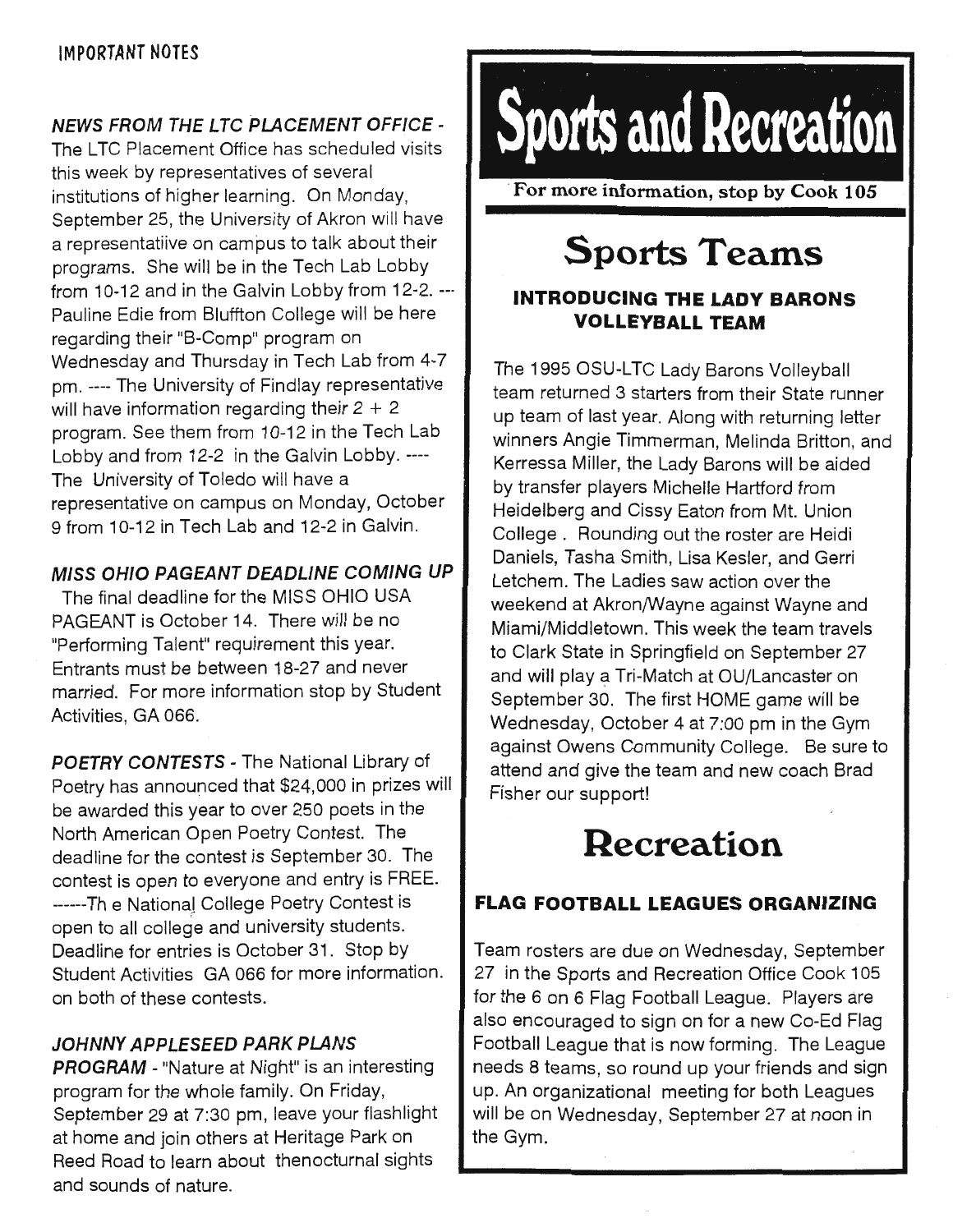## IMPORTANT NOTES

***NEWS FROM THE LTC PLACEMENT OFFICE*** - The LTC Placement Office has scheduled visits this week by representatives of several institutions of higher learning. On Monday, September 25, the University of Akron will have a representatiive on campus to talk about their programs. She will be in the Tech Lab Lobby from 10-12 and in the Galvin Lobby from 12-2. --- Pauline Edie from Bluffton College will be here regarding their "B-Comp" program on Wednesday and Thursday in Tech Lab from 4-7 pm. ---- The University of Findlay representative will have information regarding their 2 + 2 program. See them from 10-12 in the Tech Lab Lobby and from 12-2 in the Galvin Lobby. ---- The University of Toledo will have a representative on campus on Monday, October 9 from 10-12 in Tech Lab and 12-2 in Galvin.

***MISS OHIO PAGEANT DEADLINE COMING UP***

The final deadline for the MISS OHIO USA PAGEANT is October 14. There will be no "Performing Talent" requirement this year. Entrants must be between 18-27 and never married. For more information stop by Student Activities, GA 066.

***POETRY CONTESTS*** - The National Library of Poetry has announced that $24,000 in prizes will be awarded this year to over 250 poets in the North American Open Poetry Contest. The deadline for the contest is September 30. The contest is open to everyone and entry is FREE. ------Th e National College Poetry Contest is open to all college and university students. Deadline for entries is October 31. Stop by Student Activities GA 066 for more information. on both of these contests.

***JOHNNY APPLESEED PARK PLANS PROGRAM*** - "Nature at Night" is an interesting program for the whole family. On Friday, September 29 at 7:30 pm, leave your flashlight at home and join others at Heritage Park on Reed Road to learn about thenocturnal sights and sounds of nature.

# Sports and Recreation

**For more information, stop by Cook 105**

## Sports Teams

### INTRODUCING THE LADY BARONS VOLLEYBALL TEAM

The 1995 OSU-LTC Lady Barons Volleyball team returned 3 starters from their State runner up team of last year. Along with returning letter winners Angie Timmerman, Melinda Britton, and Kerressa Miller, the Lady Barons will be aided by transfer players Michelle Hartford from Heidelberg and Cissy Eaton from Mt. Union College . Rounding out the roster are Heidi Daniels, Tasha Smith, Lisa Kesler, and Gerri Letchem. The Ladies saw action over the weekend at Akron/Wayne against Wayne and Miami/Middletown. This week the team travels to Clark State in Springfield on September 27 and will play a Tri-Match at OU/Lancaster on September 30. The first HOME game will be Wednesday, October 4 at 7:00 pm in the Gym against Owens Community College. Be sure to attend and give the team and new coach Brad Fisher our support!

## Recreation

### FLAG FOOTBALL LEAGUES ORGANIZING

Team rosters are due on Wednesday, September 27 in the Sports and Recreation Office Cook 105 for the 6 on 6 Flag Football League. Players are also encouraged to sign on for a new Co-Ed Flag Football League that is now forming. The League needs 8 teams, so round up your friends and sign up. An organizational meeting for both Leagues will be on Wednesday, September 27 at noon in the Gym.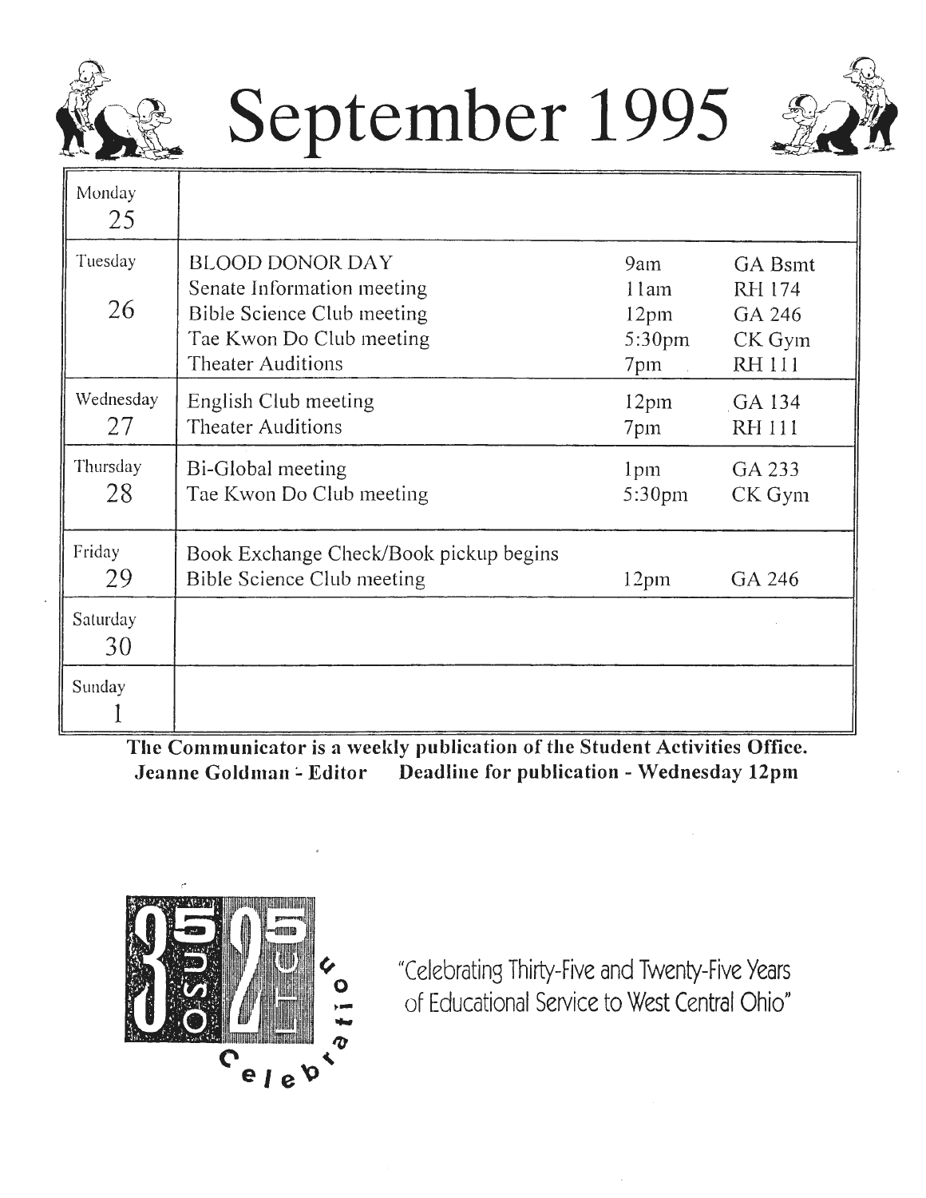# September 1995

| | | | |
|---|---|---|---|
| Monday 25 | | | |
| Tuesday 26 | BLOOD DONOR DAY | 9am | GA Bsmt |
| | Senate Information meeting | 11am | RH 174 |
| | Bible Science Club meeting | 12pm | GA 246 |
| | Tae Kwon Do Club meeting | 5:30pm | CK Gym |
| | Theater Auditions | 7pm | RH 111 |
| Wednesday 27 | English Club meeting | 12pm | GA 134 |
| | Theater Auditions | 7pm | RH 111 |
| Thursday 28 | Bi-Global meeting | 1pm | GA 233 |
| | Tae Kwon Do Club meeting | 5:30pm | CK Gym |
| Friday 29 | Book Exchange Check/Book pickup begins | | |
| | Bible Science Club meeting | 12pm | GA 246 |
| Saturday 30 | | | |
| Sunday 1 | | | |

**The Communicator is a weekly publication of the Student Activities Office.**
**Jeanne Goldman - Editor    Deadline for publication - Wednesday 12pm**

35 OSU 25 LTC Celebration

"Celebrating Thirty-Five and Twenty-Five Years of Educational Service to West Central Ohio"